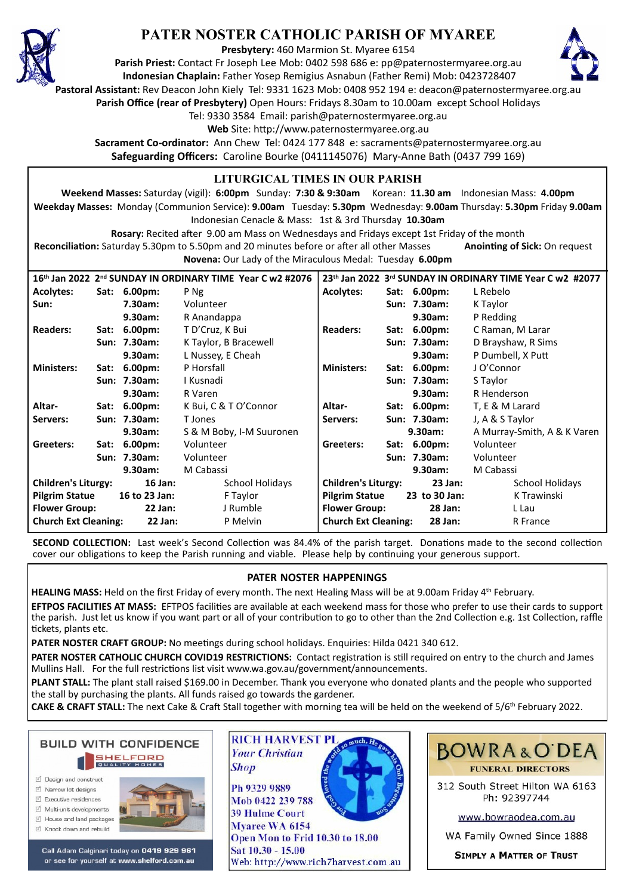# PATER NOSTER CATHOLIC PARISH OF MYAREE

**Presbytery:** 460 Marmion St. Myaree 6154
**Parish Priest:** Contact Fr Joseph Lee Mob: 0402 598 686 e: pp@paternostermyaree.org.au
**Indonesian Chaplain:** Father Yosep Remigius Asnabun (Father Remi) Mob: 0423728407
**Pastoral Assistant:** Rev Deacon John Kiely Tel: 9331 1623 Mob: 0408 952 194 e: deacon@paternostermyaree.org.au
**Parish Office (rear of Presbytery)** Open Hours: Fridays 8.30am to 10.00am except School Holidays
Tel: 9330 3584 Email: parish@paternostermyaree.org.au
**Web** Site: http://www.paternostermyaree.org.au
**Sacrament Co-ordinator:** Ann Chew Tel: 0424 177 848 e: sacraments@paternostermyaree.org.au
**Safeguarding Officers:** Caroline Bourke (0411145076) Mary-Anne Bath (0437 799 169)

## LITURGICAL TIMES IN OUR PARISH

**Weekend Masses:** Saturday (vigil): **6:00pm** Sunday: **7:30 & 9:30am** Korean: **11.30 am** Indonesian Mass: **4.00pm**
**Weekday Masses:** Monday (Communion Service): **9.00am** Tuesday: **5.30pm** Wednesday: **9.00am** Thursday: **5.30pm** Friday **9.00am**
Indonesian Cenacle & Mass: 1st & 3rd Thursday **10.30am**
**Rosary:** Recited after 9.00 am Mass on Wednesdays and Fridays except 1st Friday of the month
**Reconciliation:** Saturday 5.30pm to 5.50pm and 20 minutes before or after all other Masses **Anointing of Sick:** On request
**Novena:** Our Lady of the Miraculous Medal: Tuesday **6.00pm**

| 16th Jan 2022 2nd SUNDAY IN ORDINARY TIME Year C w2 #2076 | | | | 23th Jan 2022 3rd SUNDAY IN ORDINARY TIME Year C w2 #2077 | | | |
|---|---|---|---|---|---|---|---|
| **Acolytes:** | **Sat:** | **6.00pm:** | P Ng | **Acolytes:** | **Sat:** | **6.00pm:** | L Rebelo |
| **Sun:** | | **7.30am:** | Volunteer | | **Sun:** | **7.30am:** | K Taylor |
| | | **9.30am:** | R Anandappa | | | **9.30am:** | P Redding |
| **Readers:** | **Sat:** | **6.00pm:** | T D'Cruz, K Bui | **Readers:** | **Sat:** | **6.00pm:** | C Raman, M Larar |
| | **Sun:** | **7.30am:** | K Taylor, B Bracewell | | **Sun:** | **7.30am:** | D Brayshaw, R Sims |
| | | **9.30am:** | L Nussey, E Cheah | | | **9.30am:** | P Dumbell, X Putt |
| **Ministers:** | **Sat:** | **6.00pm:** | P Horsfall | **Ministers:** | **Sat:** | **6.00pm:** | J O'Connor |
| | **Sun:** | **7.30am:** | I Kusnadi | | **Sun:** | **7.30am:** | S Taylor |
| | | **9.30am:** | R Varen | | | **9.30am:** | R Henderson |
| **Altar-** | **Sat:** | **6.00pm:** | K Bui, C & T O'Connor | **Altar-** | **Sat:** | **6.00pm:** | T, E & M Larard |
| **Servers:** | **Sun:** | **7.30am:** | T Jones | **Servers:** | **Sun:** | **7.30am:** | J, A & S Taylor |
| | | **9.30am:** | S & M Boby, I-M Suuronen | | | **9.30am:** | A Murray-Smith, A & K Varen |
| **Greeters:** | **Sat:** | **6.00pm:** | Volunteer | **Greeters:** | **Sat:** | **6.00pm:** | Volunteer |
| | **Sun:** | **7.30am:** | Volunteer | | **Sun:** | **7.30am:** | Volunteer |
| | | **9.30am:** | M Cabassi | | | **9.30am:** | M Cabassi |
| **Children's Liturgy:** | | **16 Jan:** | School Holidays | **Children's Liturgy:** | | **23 Jan:** | School Holidays |
| **Pilgrim Statue** | | **16 to 23 Jan:** | F Taylor | **Pilgrim Statue** | | **23 to 30 Jan:** | K Trawinski |
| **Flower Group:** | | **22 Jan:** | J Rumble | **Flower Group:** | | **28 Jan:** | L Lau |
| **Church Ext Cleaning:** | | **22 Jan:** | P Melvin | **Church Ext Cleaning:** | | **28 Jan:** | R France |

**SECOND COLLECTION:** Last week's Second Collection was 84.4% of the parish target. Donations made to the second collection cover our obligations to keep the Parish running and viable. Please help by continuing your generous support.

## PATER NOSTER HAPPENINGS

**HEALING MASS:** Held on the first Friday of every month. The next Healing Mass will be at 9.00am Friday 4th February.

**EFTPOS FACILITIES AT MASS:** EFTPOS facilities are available at each weekend mass for those who prefer to use their cards to support the parish. Just let us know if you want part or all of your contribution to go to other than the 2nd Collection e.g. 1st Collection, raffle tickets, plants etc.

**PATER NOSTER CRAFT GROUP:** No meetings during school holidays. Enquiries: Hilda 0421 340 612.

**PATER NOSTER CATHOLIC CHURCH COVID19 RESTRICTIONS:** Contact registration is still required on entry to the church and James Mullins Hall. For the full restrictions list visit www.wa.gov.au/government/announcements.

**PLANT STALL:** The plant stall raised $169.00 in December. Thank you everyone who donated plants and the people who supported the stall by purchasing the plants. All funds raised go towards the gardener.

**CAKE & CRAFT STALL:** The next Cake & Craft Stall together with morning tea will be held on the weekend of 5/6th February 2022.

**BUILD WITH CONFIDENCE**
SHELFORD QUALITY HOMES
- Design and construct
- Narrow lot designs
- Executive residences
- Multi-unit developments
- House and land packages
- Knock down and rebuild

Call Adam Calginari today on **0419 929 961** or see for yourself at **www.shelford.com.au**

**RICH HARVEST PL**
*Your Christian Shop*
Ph 9329 9889
Mob 0422 239 788
39 Hulme Court
Myaree WA 6154
Open Mon to Frid 10.30 to 18.00
Sat 10.30 - 15.00
Web: http://www.rich7harvest.com.au

**BOWRA & O'DEA**
FUNERAL DIRECTORS
312 South Street Hilton WA 6163
Ph: 92397744
www.bowraodea.com.au
WA Family Owned Since 1888
SIMPLY A MATTER OF TRUST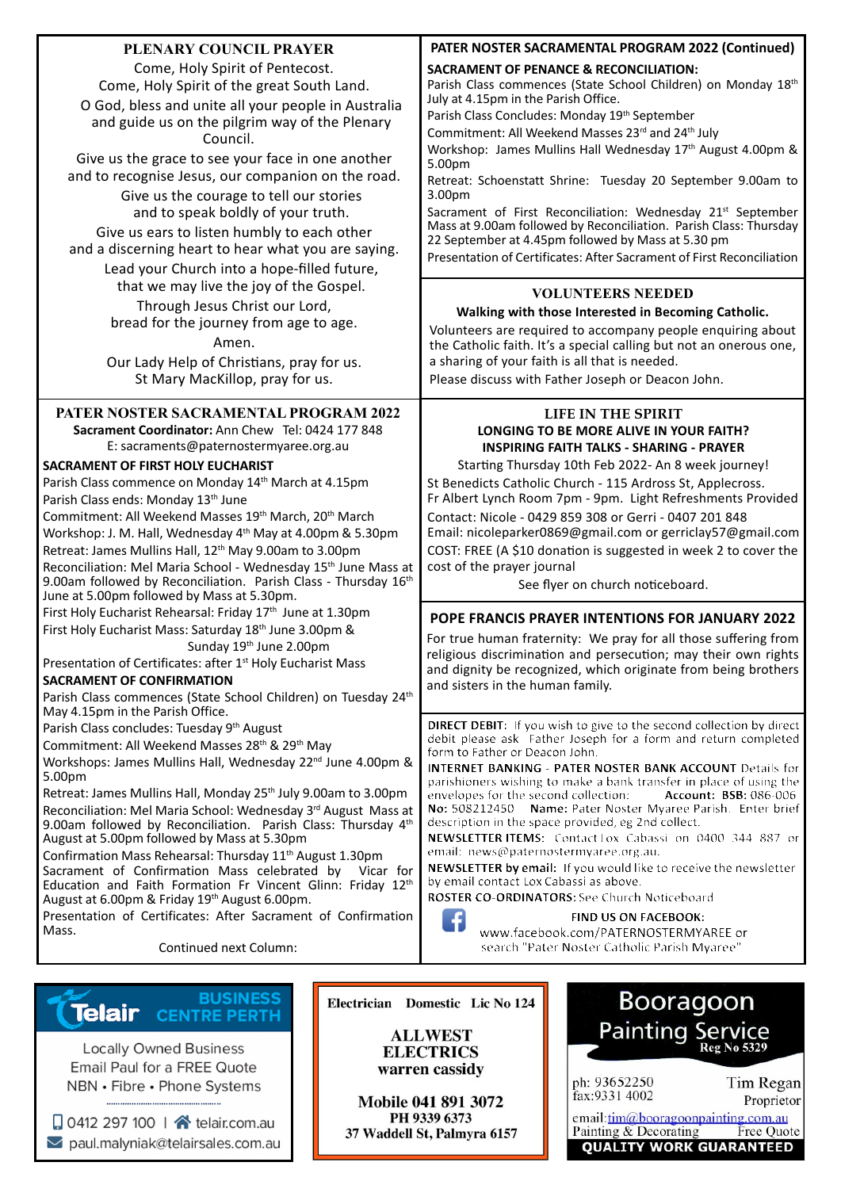## PLENARY COUNCIL PRAYER

Come, Holy Spirit of Pentecost.
Come, Holy Spirit of the great South Land.
O God, bless and unite all your people in Australia and guide us on the pilgrim way of the Plenary Council.
Give us the grace to see your face in one another and to recognise Jesus, our companion on the road.
Give us the courage to tell our stories and to speak boldly of your truth.
Give us ears to listen humbly to each other and a discerning heart to hear what you are saying.
Lead your Church into a hope-filled future, that we may live the joy of the Gospel.
Through Jesus Christ our Lord, bread for the journey from age to age.
Amen.
Our Lady Help of Christians, pray for us.
St Mary MacKillop, pray for us.

## PATER NOSTER SACRAMENTAL PROGRAM 2022

**Sacrament Coordinator:** Ann Chew Tel: 0424 177 848
E: sacraments@paternostermyaree.org.au

**SACRAMENT OF FIRST HOLY EUCHARIST**

Parish Class commence on Monday 14th March at 4.15pm
Parish Class ends: Monday 13th June
Commitment: All Weekend Masses 19th March, 20th March
Workshop: J. M. Hall, Wednesday 4th May at 4.00pm & 5.30pm
Retreat: James Mullins Hall, 12th May 9.00am to 3.00pm
Reconciliation: Mel Maria School - Wednesday 15th June Mass at 9.00am followed by Reconciliation. Parish Class - Thursday 16th June at 5.00pm followed by Mass at 5.30pm.
First Holy Eucharist Rehearsal: Friday 17th June at 1.30pm
First Holy Eucharist Mass: Saturday 18th June 3.00pm & Sunday 19th June 2.00pm
Presentation of Certificates: after 1st Holy Eucharist Mass

**SACRAMENT OF CONFIRMATION**

Parish Class commences (State School Children) on Tuesday 24th May 4.15pm in the Parish Office.
Parish Class concludes: Tuesday 9th August
Commitment: All Weekend Masses 28th & 29th May
Workshops: James Mullins Hall, Wednesday 22nd June 4.00pm & 5.00pm
Retreat: James Mullins Hall, Monday 25th July 9.00am to 3.00pm
Reconciliation: Mel Maria School: Wednesday 3rd August Mass at 9.00am followed by Reconciliation. Parish Class: Thursday 4th August at 5.00pm followed by Mass at 5.30pm
Confirmation Mass Rehearsal: Thursday 11th August 1.30pm
Sacrament of Confirmation Mass celebrated by Vicar for Education and Faith Formation Fr Vincent Glinn: Friday 12th August at 6.00pm & Friday 19th August 6.00pm.
Presentation of Certificates: After Sacrament of Confirmation Mass.

Continued next Column:

## PATER NOSTER SACRAMENTAL PROGRAM 2022 (Continued)

**SACRAMENT OF PENANCE & RECONCILIATION:**

Parish Class commences (State School Children) on Monday 18th July at 4.15pm in the Parish Office.
Parish Class Concludes: Monday 19th September
Commitment: All Weekend Masses 23rd and 24th July
Workshop: James Mullins Hall Wednesday 17th August 4.00pm & 5.00pm
Retreat: Schoenstatt Shrine: Tuesday 20 September 9.00am to 3.00pm
Sacrament of First Reconciliation: Wednesday 21st September Mass at 9.00am followed by Reconciliation. Parish Class: Thursday 22 September at 4.45pm followed by Mass at 5.30 pm
Presentation of Certificates: After Sacrament of First Reconciliation

## VOLUNTEERS NEEDED

**Walking with those Interested in Becoming Catholic.**

Volunteers are required to accompany people enquiring about the Catholic faith. It's a special calling but not an onerous one, a sharing of your faith is all that is needed.
Please discuss with Father Joseph or Deacon John.

## LIFE IN THE SPIRIT

**LONGING TO BE MORE ALIVE IN YOUR FAITH?**
**INSPIRING FAITH TALKS - SHARING - PRAYER**

Starting Thursday 10th Feb 2022- An 8 week journey!
St Benedicts Catholic Church - 115 Ardross St, Applecross.
Fr Albert Lynch Room 7pm - 9pm. Light Refreshments Provided
Contact: Nicole - 0429 859 308 or Gerri - 0407 201 848
Email: nicoleparker0869@gmail.com or gerriclay57@gmail.com
COST: FREE (A $10 donation is suggested in week 2 to cover the cost of the prayer journal
See flyer on church noticeboard.

## POPE FRANCIS PRAYER INTENTIONS FOR JANUARY 2022

For true human fraternity: We pray for all those suffering from religious discrimination and persecution; may their own rights and dignity be recognized, which originate from being brothers and sisters in the human family.

**DIRECT DEBIT**: If you wish to give to the second collection by direct debit please ask Father Joseph for a form and return completed form to Father or Deacon John.

**INTERNET BANKING - PATER NOSTER BANK ACCOUNT** Details for parishioners wishing to make a bank transfer in place of using the envelopes for the second collection: **Account: BSB:** 086-006 **No:** 508212450 **Name:** Pater Noster Myaree Parish. Enter brief description in the space provided, eg 2nd collect.

**NEWSLETTER ITEMS**: Contact Lox Cabassi on 0400 344 887 or email: news@paternostermyaree.org.au.

**NEWSLETTER by email**: If you would like to receive the newsletter by email contact Lox Cabassi as above.

**ROSTER CO-ORDINATORS:** See Church Noticeboard

**FIND US ON FACEBOOK:**
www.facebook.com/PATERNOSTERMYAREE or search "Pater Noster Catholic Parish Myaree"

---

**Telair BUSINESS CENTRE PERTH**
Locally Owned Business
Email Paul for a FREE Quote
NBN • Fibre • Phone Systems
0412 297 100 | telair.com.au
paul.malyniak@telairsales.com.au

---

**Electrician Domestic Lic No 124**
**ALLWEST ELECTRICS**
**warren cassidy**
**Mobile 041 891 3072**
**PH 9339 6373**
**37 Waddell St, Palmyra 6157**

---

**Booragoon Painting Service**
**Reg No 5329**
ph: 93652250
fax:9331 4002
Tim Regan Proprietor
email: tim@booragoonpainting.com.au
Painting & Decorating Free Quote
**QUALITY WORK GUARANTEED**